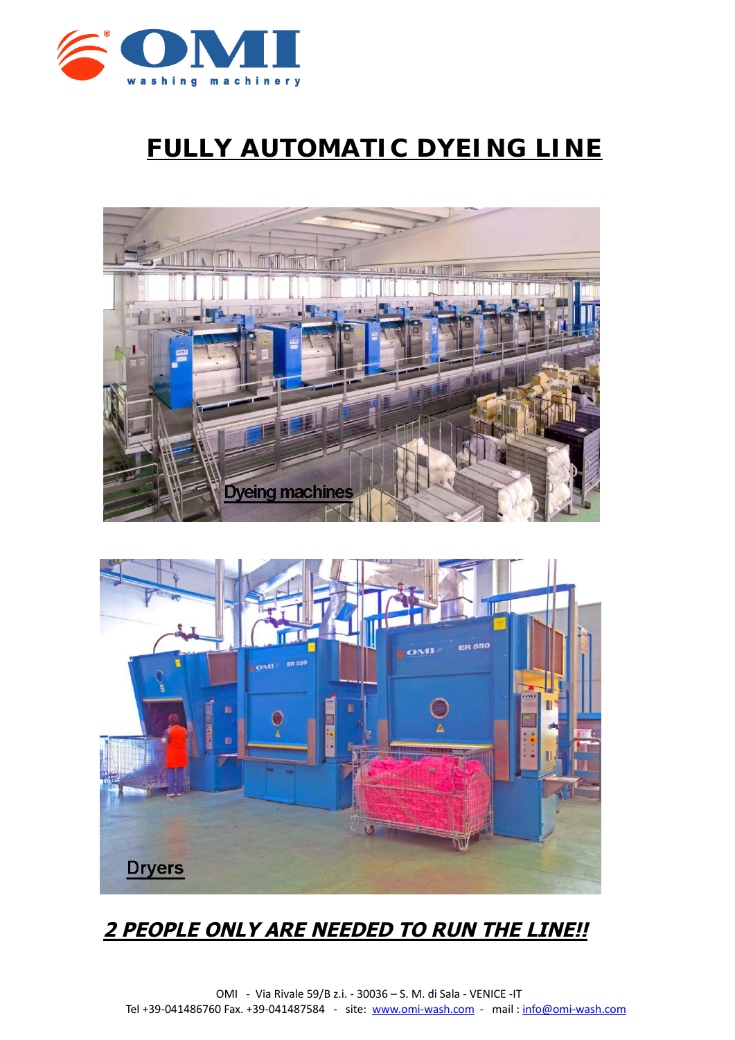# FULLY AUTOMATIC DYEING LINE

Dyeing machines

Dryers

***2 PEOPLE ONLY ARE NEEDED TO RUN THE LINE!!***

OMI - Via Rivale 59/B z.i. - 30036 – S. M. di Sala - VENICE -IT
Tel +39-041486760 Fax. +39-041487584 - site: www.omi-wash.com - mail : info@omi-wash.com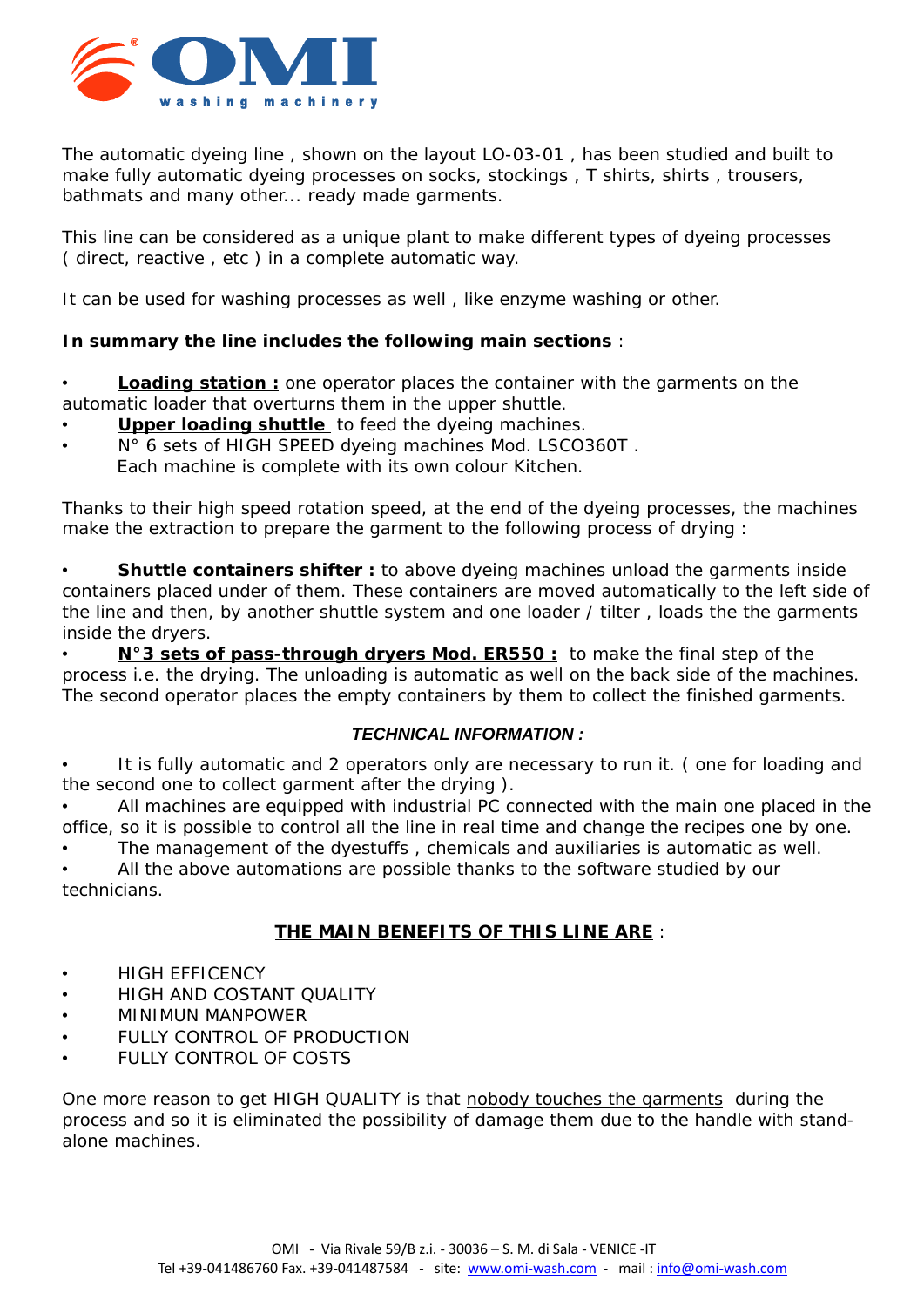The automatic dyeing line , shown on the layout LO-03-01 , has been studied and built to make fully automatic dyeing processes on socks, stockings , T shirts, shirts , trousers, bathmats and many other... ready made garments.

This line can be considered as a unique plant to make different types of dyeing processes ( direct, reactive , etc ) in a complete automatic way.

It can be used for washing processes as well , like enzyme washing or other.

**In summary the line includes the following main sections** :

- **Loading station :** one operator places the container with the garments on the automatic loader that overturns them in the upper shuttle.
- **Upper loading shuttle** to feed the dyeing machines.
- N° 6 sets of HIGH SPEED dyeing machines Mod. LSCO360T .
  Each machine is complete with its own colour Kitchen.

Thanks to their high speed rotation speed, at the end of the dyeing processes, the machines make the extraction to prepare the garment to the following process of drying :

- **Shuttle containers shifter :** to above dyeing machines unload the garments inside containers placed under of them. These containers are moved automatically to the left side of the line and then, by another shuttle system and one loader / tilter , loads the the garments inside the dryers.
- **N°3 sets of pass-through dryers Mod. ER550 :** to make the final step of the process i.e. the drying. The unloading is automatic as well on the back side of the machines. The second operator places the empty containers by them to collect the finished garments.

***TECHNICAL INFORMATION :***

- It is fully automatic and 2 operators only are necessary to run it. ( one for loading and the second one to collect garment after the drying ).
- All machines are equipped with industrial PC connected with the main one placed in the office, so it is possible to control all the line in real time and change the recipes one by one.
- The management of the dyestuffs , chemicals and auxiliaries is automatic as well.
- All the above automations are possible thanks to the software studied by our technicians.

**THE MAIN BENEFITS OF THIS LINE ARE** :

- HIGH EFFICENCY
- HIGH AND COSTANT QUALITY
- MINIMUN MANPOWER
- FULLY CONTROL OF PRODUCTION
- FULLY CONTROL OF COSTS

One more reason to get HIGH QUALITY is that nobody touches the garments during the process and so it is eliminated the possibility of damage them due to the handle with stand-alone machines.